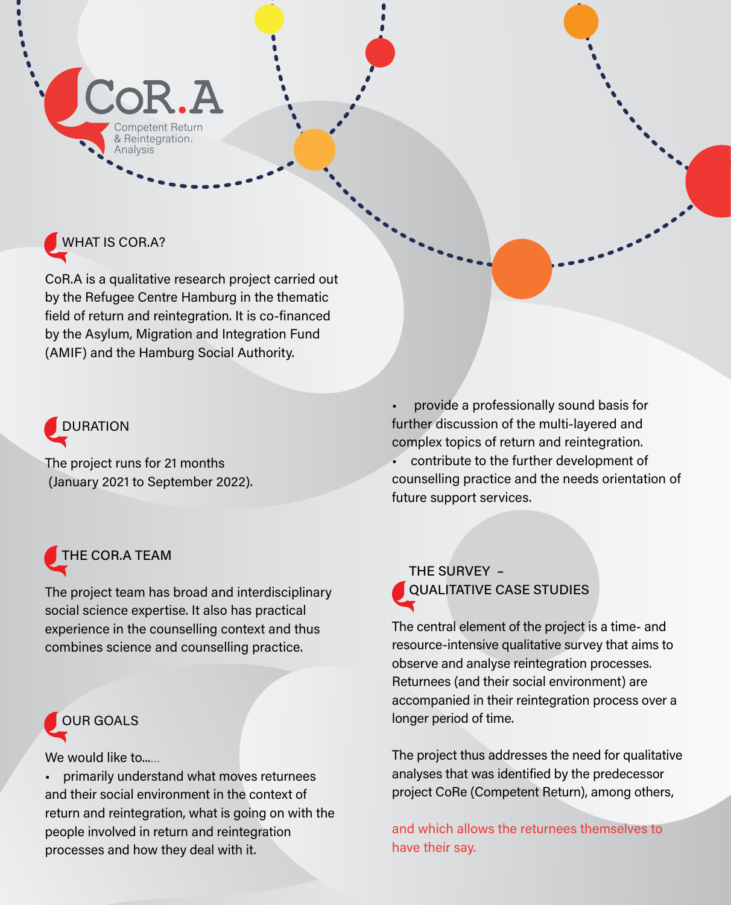# CoR.A

Competent Return & Reintegration. Analysis

## WHAT IS COR.A?

CoR.A is a qualitative research project carried out by the Refugee Centre Hamburg in the thematic field of return and reintegration. It is co-financed by the Asylum, Migration and Integration Fund (AMIF) and the Hamburg Social Authority.

## DURATION

The project runs for 21 months (January 2021 to September 2022).

## THE COR.A TEAM

The project team has broad and interdisciplinary social science expertise. It also has practical experience in the counselling context and thus combines science and counselling practice.

## OUR GOALS

We would like to......

- primarily understand what moves returnees and their social environment in the context of return and reintegration, what is going on with the people involved in return and reintegration processes and how they deal with it.
- provide a professionally sound basis for further discussion of the multi-layered and complex topics of return and reintegration.
- contribute to the further development of counselling practice and the needs orientation of future support services.

## THE SURVEY – QUALITATIVE CASE STUDIES

The central element of the project is a time- and resource-intensive qualitative survey that aims to observe and analyse reintegration processes. Returnees (and their social environment) are accompanied in their reintegration process over a longer period of time.

The project thus addresses the need for qualitative analyses that was identified by the predecessor project CoRe (Competent Return), among others,

and which allows the returnees themselves to have their say.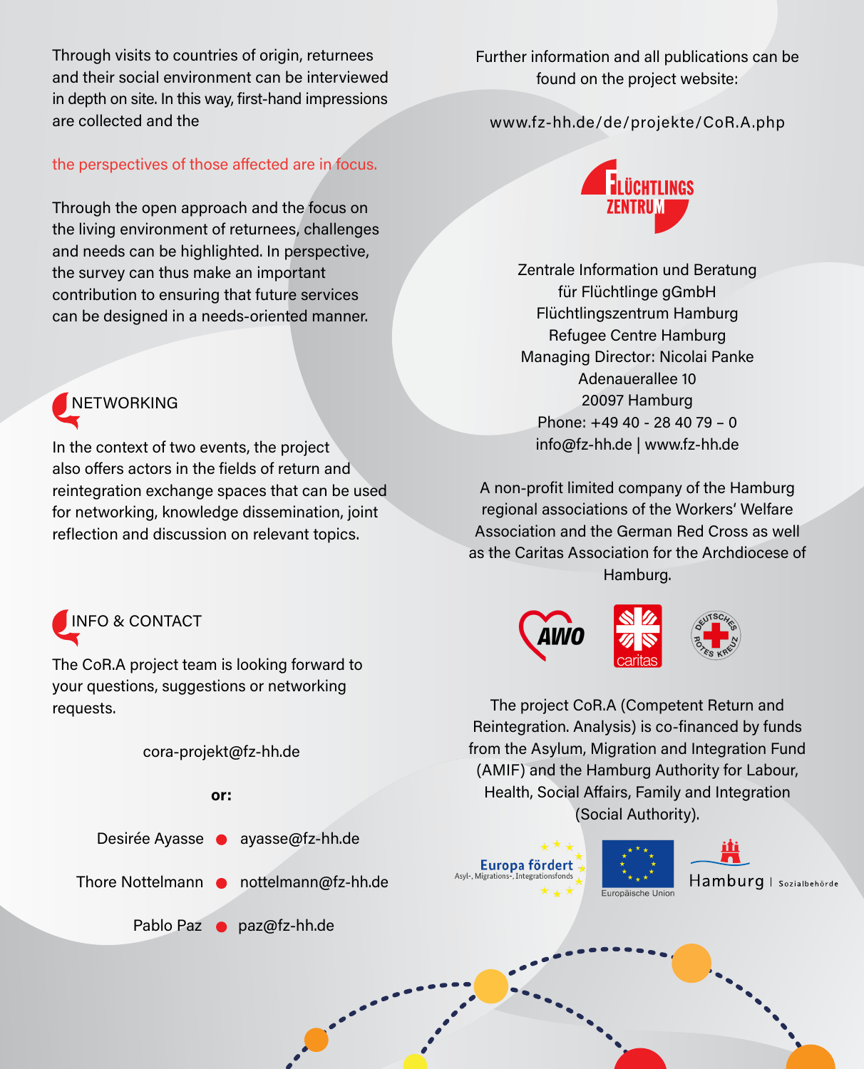Through visits to countries of origin, returnees and their social environment can be interviewed in depth on site. In this way, first-hand impressions are collected and the

the perspectives of those affected are in focus.

Through the open approach and the focus on the living environment of returnees, challenges and needs can be highlighted. In perspective, the survey can thus make an important contribution to ensuring that future services can be designed in a needs-oriented manner.

## NETWORKING

In the context of two events, the project also offers actors in the fields of return and reintegration exchange spaces that can be used for networking, knowledge dissemination, joint reflection and discussion on relevant topics.

## INFO & CONTACT

The CoR.A project team is looking forward to your questions, suggestions or networking requests.

cora-projekt@fz-hh.de

**or:**

Desirée Ayasse ● ayasse@fz-hh.de

Thore Nottelmann ● nottelmann@fz-hh.de

Pablo Paz ● paz@fz-hh.de

Further information and all publications can be found on the project website:

www.fz-hh.de/de/projekte/CoR.A.php

FLÜCHTLINGS ZENTRUM

Zentrale Information und Beratung
für Flüchtlinge gGmbH
Flüchtlingszentrum Hamburg
Refugee Centre Hamburg
Managing Director: Nicolai Panke
Adenauerallee 10
20097 Hamburg
Phone: +49 40 - 28 40 79 – 0
info@fz-hh.de | www.fz-hh.de

A non-profit limited company of the Hamburg regional associations of the Workers' Welfare Association and the German Red Cross as well as the Caritas Association for the Archdiocese of Hamburg.

AWO caritas DEUTSCHES ROTES KREUZ

The project CoR.A (Competent Return and Reintegration. Analysis) is co-financed by funds from the Asylum, Migration and Integration Fund (AMIF) and the Hamburg Authority for Labour, Health, Social Affairs, Family and Integration (Social Authority).

Europa fördert
Asyl-, Migrations-, Integrationsfonds

Europäische Union

Hamburg | Sozialbehörde